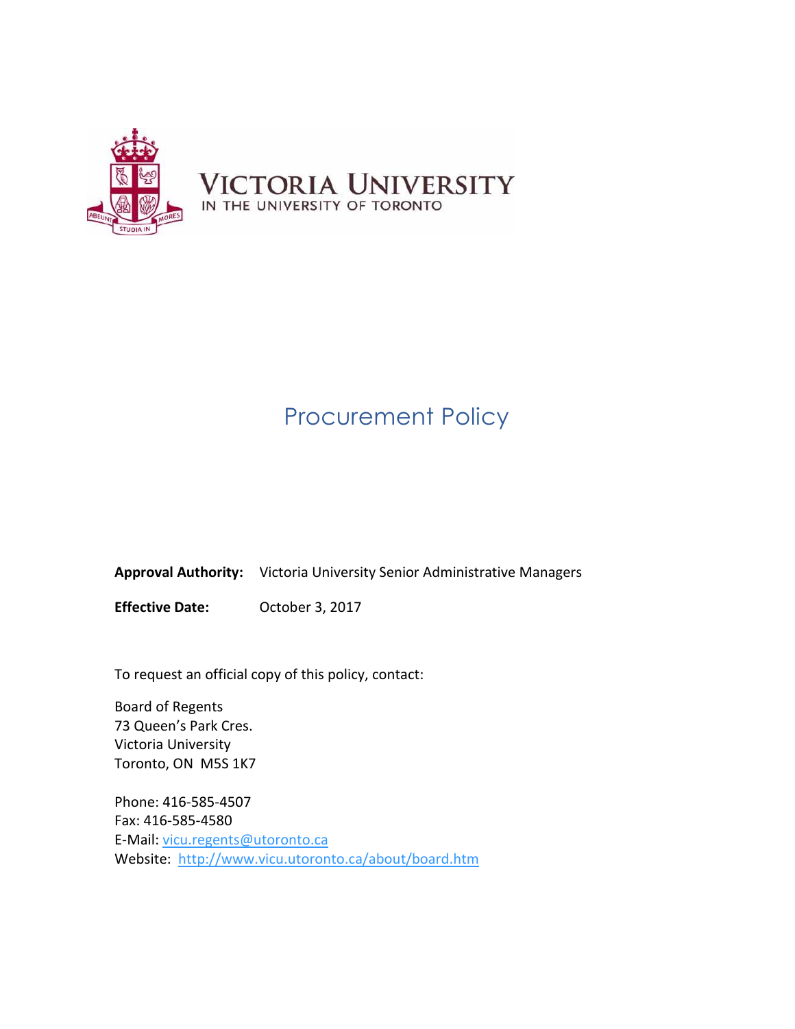VICTORIA UNIVERSITY
IN THE UNIVERSITY OF TORONTO

# Procurement Policy

**Approval Authority:** Victoria University Senior Administrative Managers

**Effective Date:** October 3, 2017

To request an official copy of this policy, contact:

Board of Regents
73 Queen's Park Cres.
Victoria University
Toronto, ON M5S 1K7

Phone: 416-585-4507
Fax: 416-585-4580
E-Mail: vicu.regents@utoronto.ca
Website: http://www.vicu.utoronto.ca/about/board.htm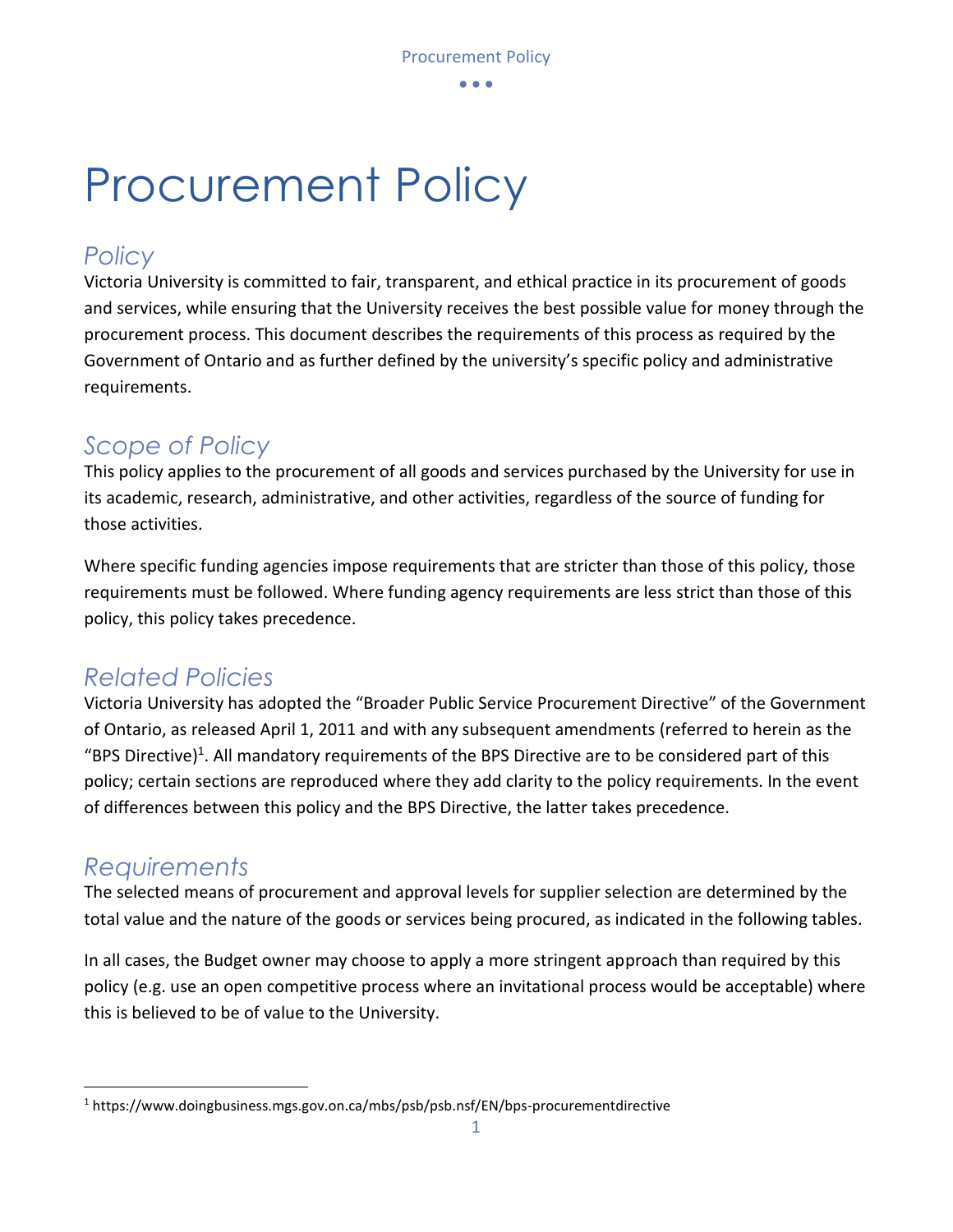# Procurement Policy

## *Policy*

Victoria University is committed to fair, transparent, and ethical practice in its procurement of goods and services, while ensuring that the University receives the best possible value for money through the procurement process. This document describes the requirements of this process as required by the Government of Ontario and as further defined by the university's specific policy and administrative requirements.

## *Scope of Policy*

This policy applies to the procurement of all goods and services purchased by the University for use in its academic, research, administrative, and other activities, regardless of the source of funding for those activities.

Where specific funding agencies impose requirements that are stricter than those of this policy, those requirements must be followed. Where funding agency requirements are less strict than those of this policy, this policy takes precedence.

## *Related Policies*

Victoria University has adopted the "Broader Public Service Procurement Directive" of the Government of Ontario, as released April 1, 2011 and with any subsequent amendments (referred to herein as the "BPS Directive)[1]. All mandatory requirements of the BPS Directive are to be considered part of this policy; certain sections are reproduced where they add clarity to the policy requirements. In the event of differences between this policy and the BPS Directive, the latter takes precedence.

## *Requirements*

The selected means of procurement and approval levels for supplier selection are determined by the total value and the nature of the goods or services being procured, as indicated in the following tables.

In all cases, the Budget owner may choose to apply a more stringent approach than required by this policy (e.g. use an open competitive process where an invitational process would be acceptable) where this is believed to be of value to the University.

---

[1] https://www.doingbusiness.mgs.gov.on.ca/mbs/psb/psb.nsf/EN/bps-procurementdirective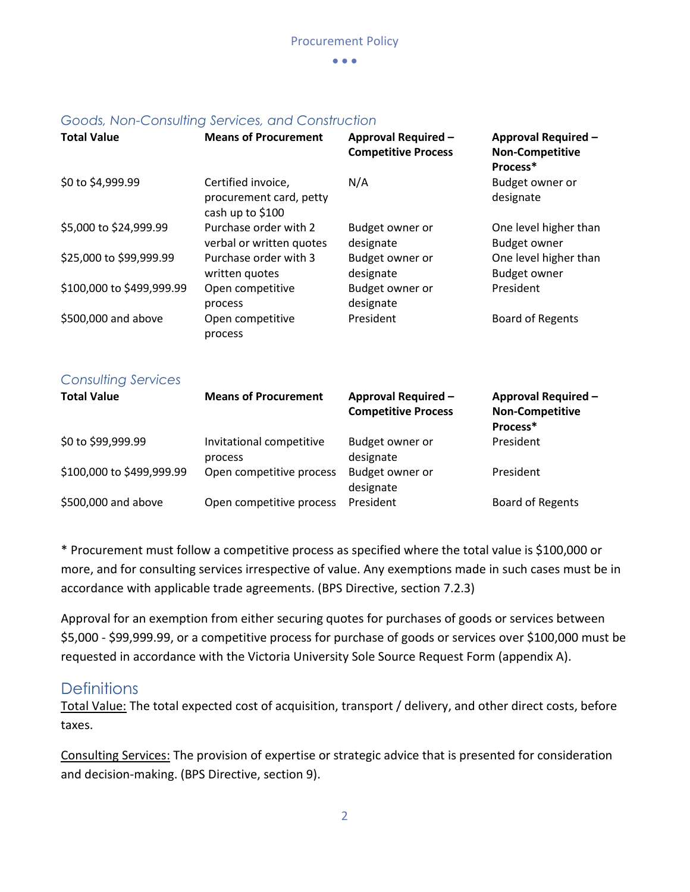### *Goods, Non-Consulting Services, and Construction*

| Total Value | Means of Procurement | Approval Required – Competitive Process | Approval Required – Non-Competitive Process* |
|---|---|---|---|
| $0 to $4,999.99 | Certified invoice, procurement card, petty cash up to $100 | N/A | Budget owner or designate |
| $5,000 to $24,999.99 | Purchase order with 2 verbal or written quotes | Budget owner or designate | One level higher than Budget owner |
| $25,000 to $99,999.99 | Purchase order with 3 written quotes | Budget owner or designate | One level higher than Budget owner |
| $100,000 to $499,999.99 | Open competitive process | Budget owner or designate | President |
| $500,000 and above | Open competitive process | President | Board of Regents |

### *Consulting Services*

| Total Value | Means of Procurement | Approval Required – Competitive Process | Approval Required – Non-Competitive Process* |
|---|---|---|---|
| $0 to $99,999.99 | Invitational competitive process | Budget owner or designate | President |
| $100,000 to $499,999.99 | Open competitive process | Budget owner or designate | President |
| $500,000 and above | Open competitive process | President | Board of Regents |

* Procurement must follow a competitive process as specified where the total value is $100,000 or more, and for consulting services irrespective of value. Any exemptions made in such cases must be in accordance with applicable trade agreements. (BPS Directive, section 7.2.3)

Approval for an exemption from either securing quotes for purchases of goods or services between $5,000 - $99,999.99, or a competitive process for purchase of goods or services over $100,000 must be requested in accordance with the Victoria University Sole Source Request Form (appendix A).

## Definitions

Total Value: The total expected cost of acquisition, transport / delivery, and other direct costs, before taxes.

Consulting Services: The provision of expertise or strategic advice that is presented for consideration and decision-making. (BPS Directive, section 9).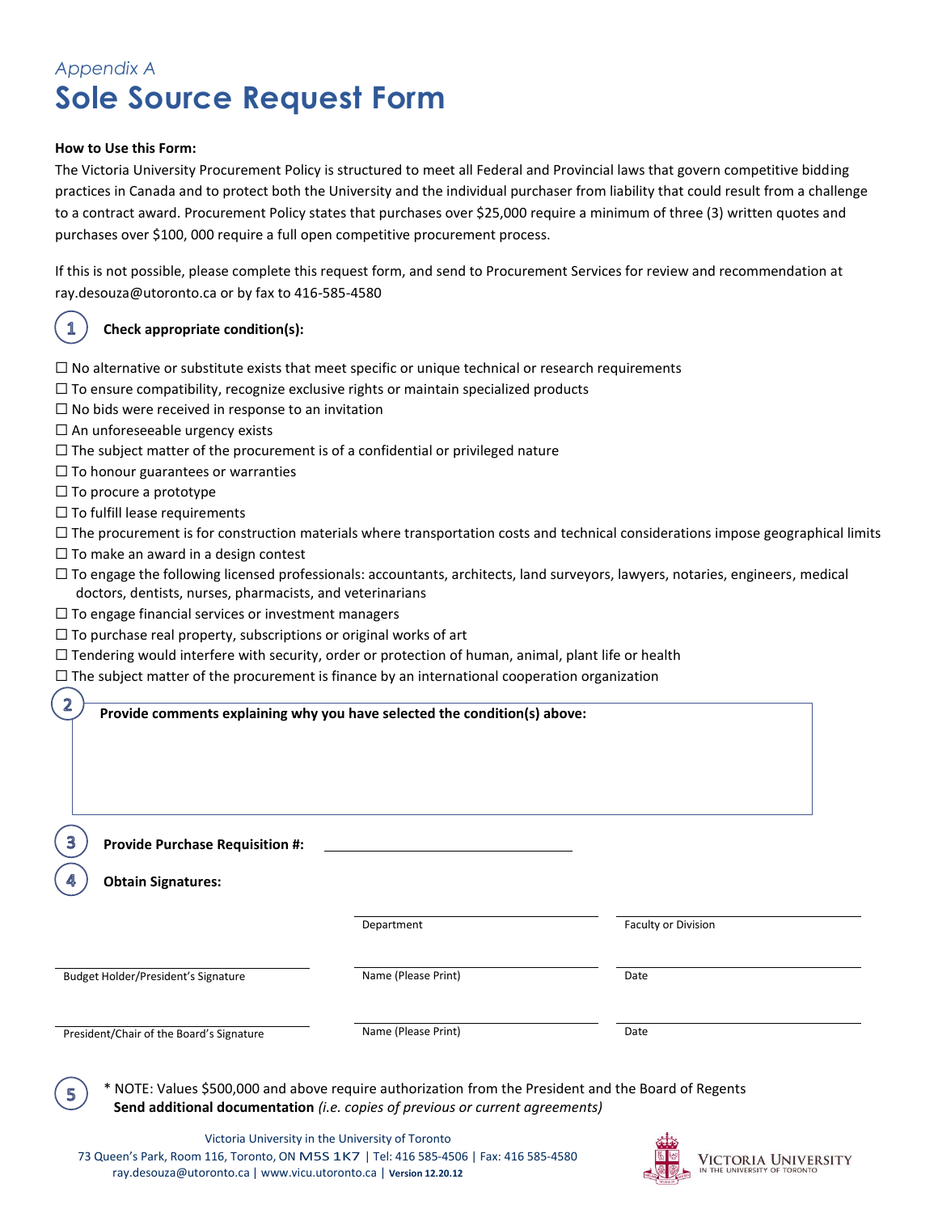*Appendix A*

# Sole Source Request Form

**How to Use this Form:**

The Victoria University Procurement Policy is structured to meet all Federal and Provincial laws that govern competitive bidding practices in Canada and to protect both the University and the individual purchaser from liability that could result from a challenge to a contract award. Procurement Policy states that purchases over $25,000 require a minimum of three (3) written quotes and purchases over $100, 000 require a full open competitive procurement process.

If this is not possible, please complete this request form, and send to Procurement Services for review and recommendation at ray.desouza@utoronto.ca or by fax to 416-585-4580

## 1 Check appropriate condition(s):

- ☐ No alternative or substitute exists that meet specific or unique technical or research requirements
- ☐ To ensure compatibility, recognize exclusive rights or maintain specialized products
- ☐ No bids were received in response to an invitation
- ☐ An unforeseeable urgency exists
- ☐ The subject matter of the procurement is of a confidential or privileged nature
- ☐ To honour guarantees or warranties
- ☐ To procure a prototype
- ☐ To fulfill lease requirements
- ☐ The procurement is for construction materials where transportation costs and technical considerations impose geographical limits
- ☐ To make an award in a design contest
- ☐ To engage the following licensed professionals: accountants, architects, land surveyors, lawyers, notaries, engineers, medical doctors, dentists, nurses, pharmacists, and veterinarians
- ☐ To engage financial services or investment managers
- ☐ To purchase real property, subscriptions or original works of art
- ☐ Tendering would interfere with security, order or protection of human, animal, plant life or health
- ☐ The subject matter of the procurement is finance by an international cooperation organization

## 2 Provide comments explaining why you have selected the condition(s) above:

## 3 Provide Purchase Requisition #: ____________________

## 4 Obtain Signatures:

| | | |
|---|---|---|
| | Department | Faculty or Division |
| Budget Holder/President's Signature | Name (Please Print) | Date |
| President/Chair of the Board's Signature | Name (Please Print) | Date |

## 5

\* NOTE: Values $500,000 and above require authorization from the President and the Board of Regents
**Send additional documentation** *(i.e. copies of previous or current agreements)*

Victoria University in the University of Toronto
73 Queen's Park, Room 116, Toronto, ON M5S 1K7 | Tel: 416 585-4506 | Fax: 416 585-4580
ray.desouza@utoronto.ca | www.vicu.utoronto.ca | **Version 12.20.12**

VICTORIA UNIVERSITY IN THE UNIVERSITY OF TORONTO